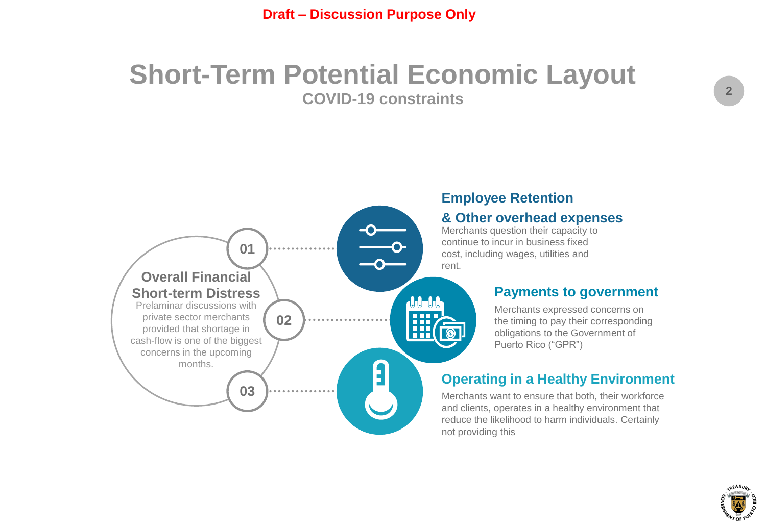**Draft – Discussion Purpose Only**

# Short-Term Potential Economic Layout

## COVID-19 constraints

### Overall Financial Short-term Distress

Prelaminar discussions with private sector merchants provided that shortage in cash-flow is one of the biggest concerns in the upcoming months.

**01**

### Employee Retention & Other overhead expenses

Merchants question their capacity to continue to incur in business fixed cost, including wages, utilities and rent.

**02**

### Payments to government

Merchants expressed concerns on the timing to pay their corresponding obligations to the Government of Puerto Rico ("GPR")

**03**

### Operating in a Healthy Environment

Merchants want to ensure that both, their workforce and clients, operates in a healthy environment that reduce the likelihood to harm individuals. Certainly not providing this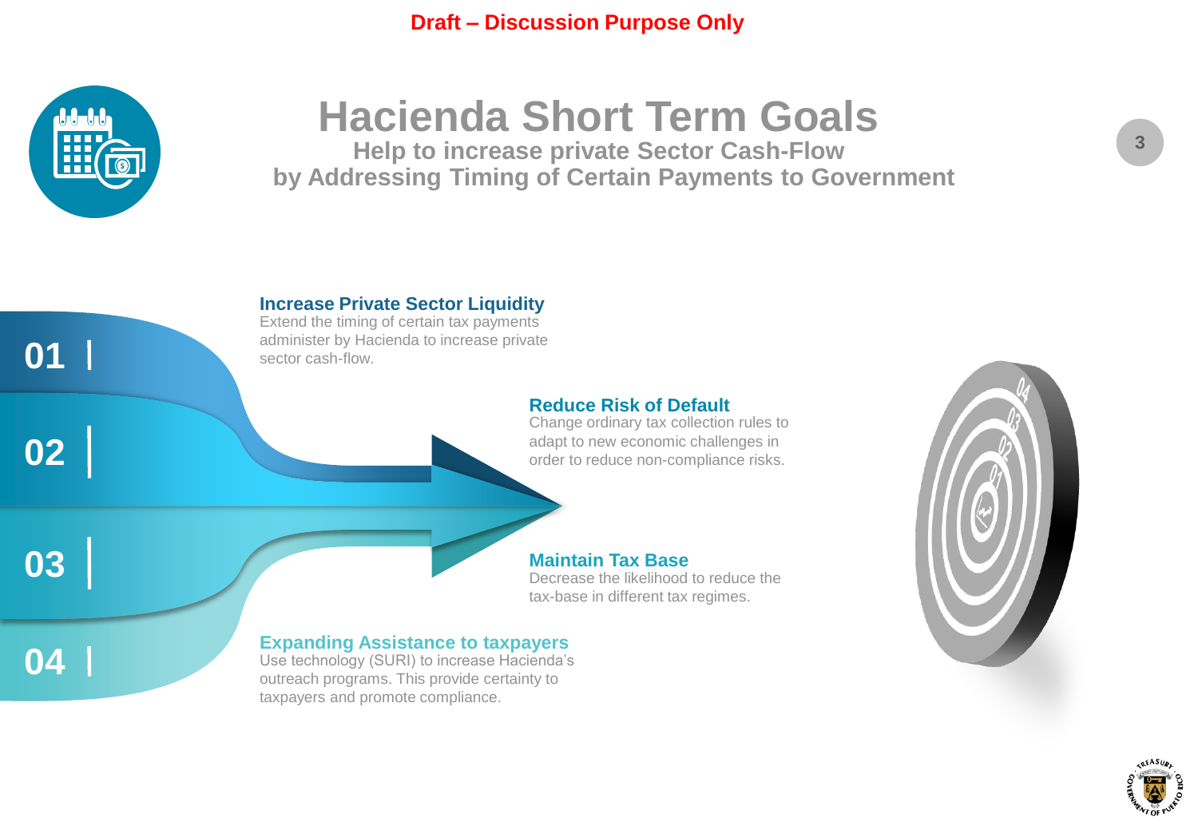Draft – Discussion Purpose Only

# Hacienda Short Term Goals

## Help to increase private Sector Cash-Flow by Addressing Timing of Certain Payments to Government

**01 | Increase Private Sector Liquidity**

Extend the timing of certain tax payments administer by Hacienda to increase private sector cash-flow.

**02 | Reduce Risk of Default**

Change ordinary tax collection rules to adapt to new economic challenges in order to reduce non-compliance risks.

**03 | Maintain Tax Base**

Decrease the likelihood to reduce the tax-base in different tax regimes.

**04 | Expanding Assistance to taxpayers**

Use technology (SURI) to increase Hacienda's outreach programs. This provide certainty to taxpayers and promote compliance.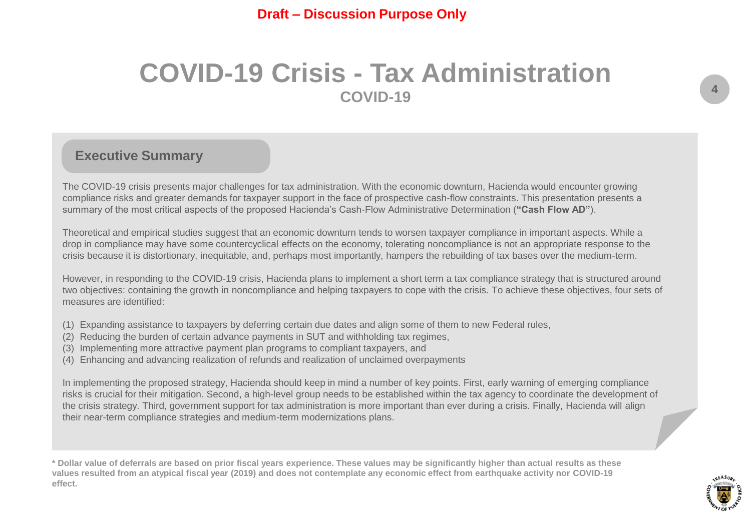**Draft – Discussion Purpose Only**

# COVID-19 Crisis - Tax Administration

## COVID-19

### Executive Summary

The COVID-19 crisis presents major challenges for tax administration. With the economic downturn, Hacienda would encounter growing compliance risks and greater demands for taxpayer support in the face of prospective cash-flow constraints. This presentation presents a summary of the most critical aspects of the proposed Hacienda's Cash-Flow Administrative Determination (**"Cash Flow AD"**).

Theoretical and empirical studies suggest that an economic downturn tends to worsen taxpayer compliance in important aspects. While a drop in compliance may have some countercyclical effects on the economy, tolerating noncompliance is not an appropriate response to the crisis because it is distortionary, inequitable, and, perhaps most importantly, hampers the rebuilding of tax bases over the medium-term.

However, in responding to the COVID-19 crisis, Hacienda plans to implement a short term a tax compliance strategy that is structured around two objectives: containing the growth in noncompliance and helping taxpayers to cope with the crisis. To achieve these objectives, four sets of measures are identified:

(1) Expanding assistance to taxpayers by deferring certain due dates and align some of them to new Federal rules,
(2) Reducing the burden of certain advance payments in SUT and withholding tax regimes,
(3) Implementing more attractive payment plan programs to compliant taxpayers, and
(4) Enhancing and advancing realization of refunds and realization of unclaimed overpayments

In implementing the proposed strategy, Hacienda should keep in mind a number of key points. First, early warning of emerging compliance risks is crucial for their mitigation. Second, a high-level group needs to be established within the tax agency to coordinate the development of the crisis strategy. Third, government support for tax administration is more important than ever during a crisis. Finally, Hacienda will align their near-term compliance strategies and medium-term modernizations plans.

**\* Dollar value of deferrals are based on prior fiscal years experience. These values may be significantly higher than actual results as these values resulted from an atypical fiscal year (2019) and does not contemplate any economic effect from earthquake activity nor COVID-19 effect.**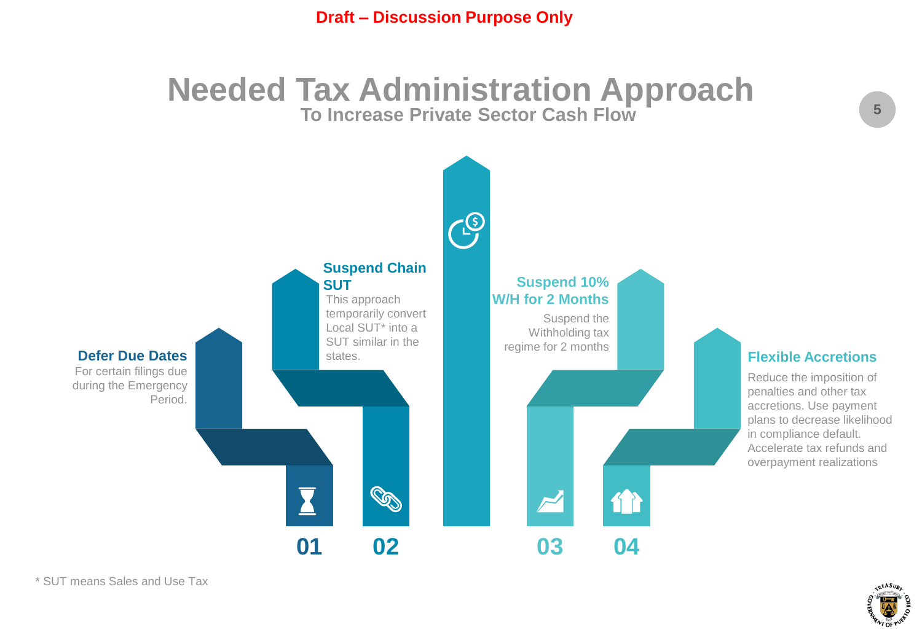**Draft – Discussion Purpose Only**

# Needed Tax Administration Approach

## To Increase Private Sector Cash Flow

### 01 Defer Due Dates

For certain filings due during the Emergency Period.

### 02 Suspend Chain SUT

This approach temporarily convert Local SUT* into a SUT similar in the states.

### 03 Suspend 10% W/H for 2 Months

Suspend the Withholding tax regime for 2 months

### 04 Flexible Accretions

Reduce the imposition of penalties and other tax accretions. Use payment plans to decrease likelihood in compliance default. Accelerate tax refunds and overpayment realizations

* SUT means Sales and Use Tax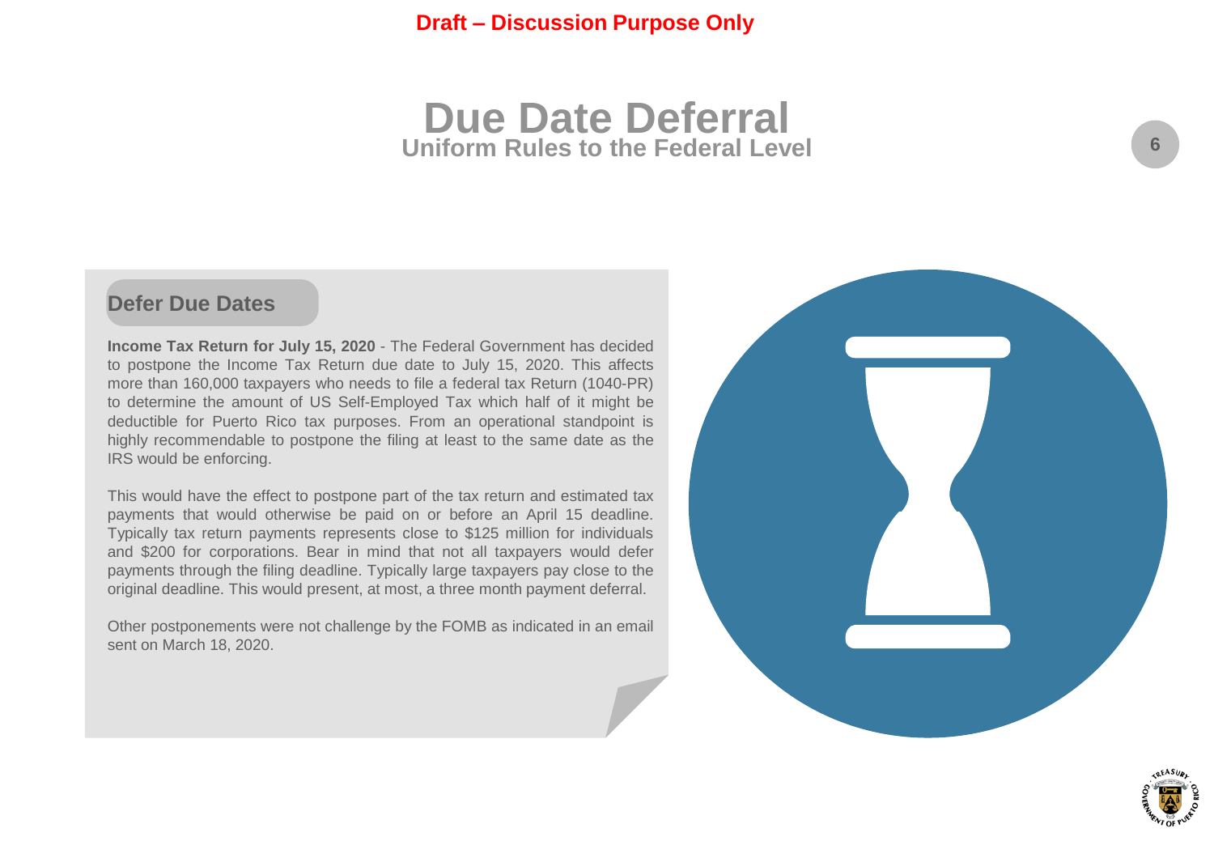**Draft – Discussion Purpose Only**

# Due Date Deferral

## Uniform Rules to the Federal Level

### Defer Due Dates

**Income Tax Return for July 15, 2020** - The Federal Government has decided to postpone the Income Tax Return due date to July 15, 2020. This affects more than 160,000 taxpayers who needs to file a federal tax Return (1040-PR) to determine the amount of US Self-Employed Tax which half of it might be deductible for Puerto Rico tax purposes. From an operational standpoint is highly recommendable to postpone the filing at least to the same date as the IRS would be enforcing.

This would have the effect to postpone part of the tax return and estimated tax payments that would otherwise be paid on or before an April 15 deadline. Typically tax return payments represents close to $125 million for individuals and $200 for corporations. Bear in mind that not all taxpayers would defer payments through the filing deadline. Typically large taxpayers pay close to the original deadline. This would present, at most, a three month payment deferral.

Other postponements were not challenge by the FOMB as indicated in an email sent on March 18, 2020.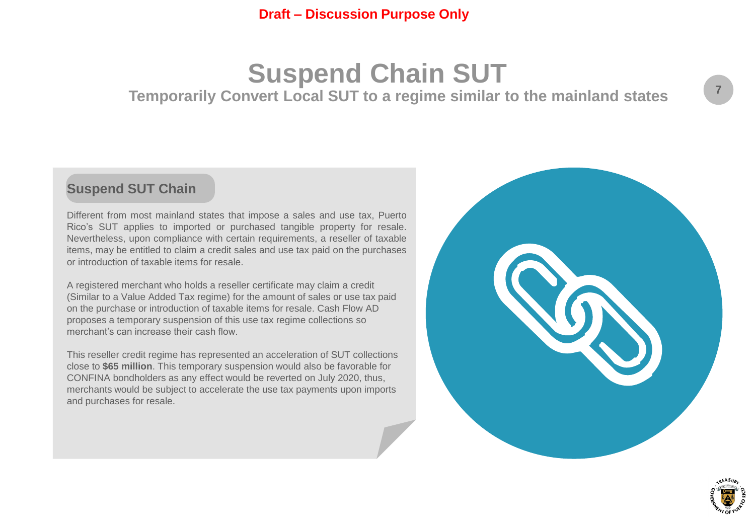**Draft – Discussion Purpose Only**

# Suspend Chain SUT

## Temporarily Convert Local SUT to a regime similar to the mainland states

### Suspend SUT Chain

Different from most mainland states that impose a sales and use tax, Puerto Rico's SUT applies to imported or purchased tangible property for resale. Nevertheless, upon compliance with certain requirements, a reseller of taxable items, may be entitled to claim a credit sales and use tax paid on the purchases or introduction of taxable items for resale.

A registered merchant who holds a reseller certificate may claim a credit (Similar to a Value Added Tax regime) for the amount of sales or use tax paid on the purchase or introduction of taxable items for resale. Cash Flow AD proposes a temporary suspension of this use tax regime collections so merchant's can increase their cash flow.

This reseller credit regime has represented an acceleration of SUT collections close to **$65 million**. This temporary suspension would also be favorable for CONFINA bondholders as any effect would be reverted on July 2020, thus, merchants would be subject to accelerate the use tax payments upon imports and purchases for resale.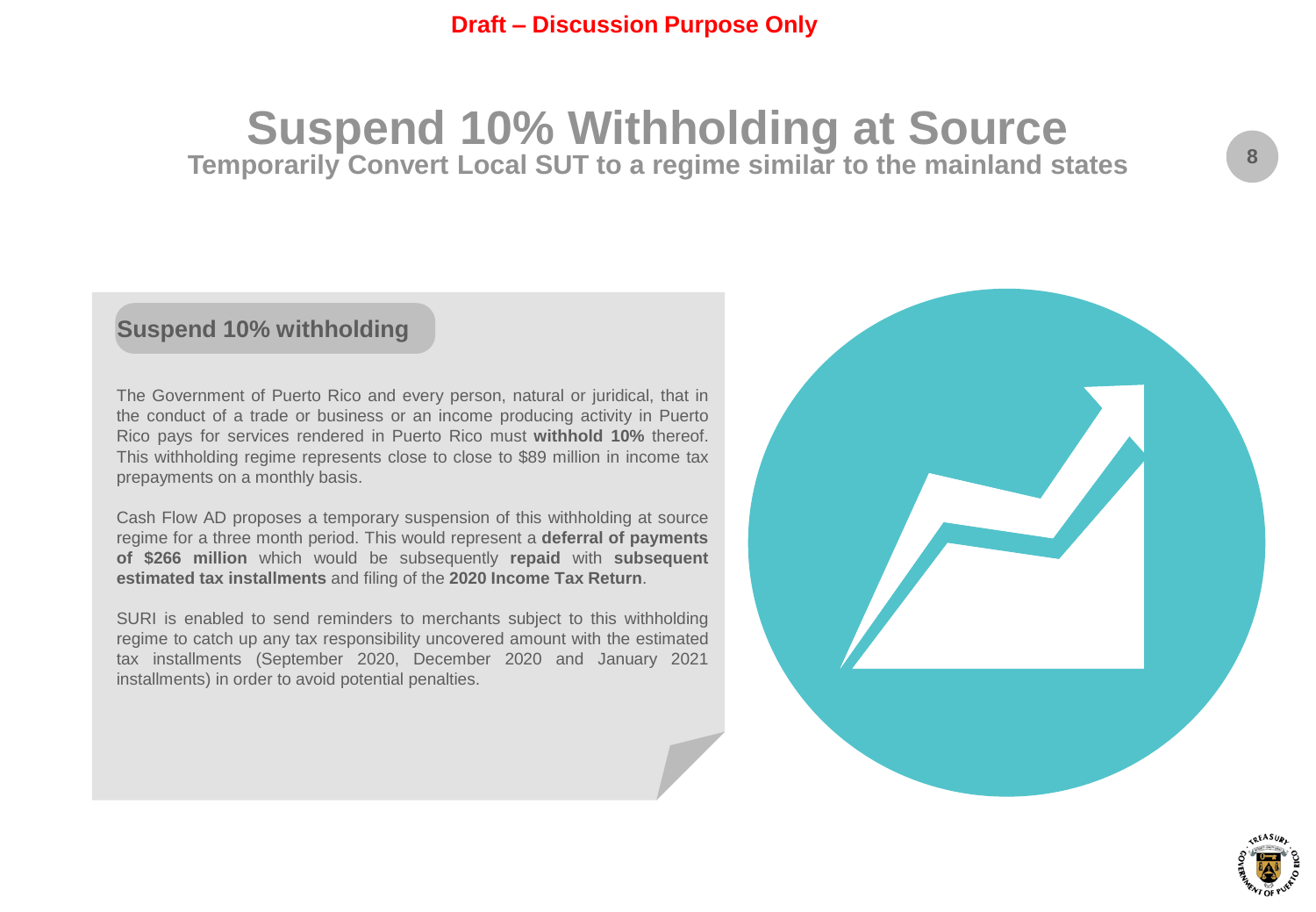Draft – Discussion Purpose Only

# Suspend 10% Withholding at Source

## Temporarily Convert Local SUT to a regime similar to the mainland states

### Suspend 10% withholding

The Government of Puerto Rico and every person, natural or juridical, that in the conduct of a trade or business or an income producing activity in Puerto Rico pays for services rendered in Puerto Rico must **withhold 10%** thereof. This withholding regime represents close to close to $89 million in income tax prepayments on a monthly basis.

Cash Flow AD proposes a temporary suspension of this withholding at source regime for a three month period. This would represent a **deferral of payments of $266 million** which would be subsequently **repaid** with **subsequent estimated tax installments** and filing of the **2020 Income Tax Return**.

SURI is enabled to send reminders to merchants subject to this withholding regime to catch up any tax responsibility uncovered amount with the estimated tax installments (September 2020, December 2020 and January 2021 installments) in order to avoid potential penalties.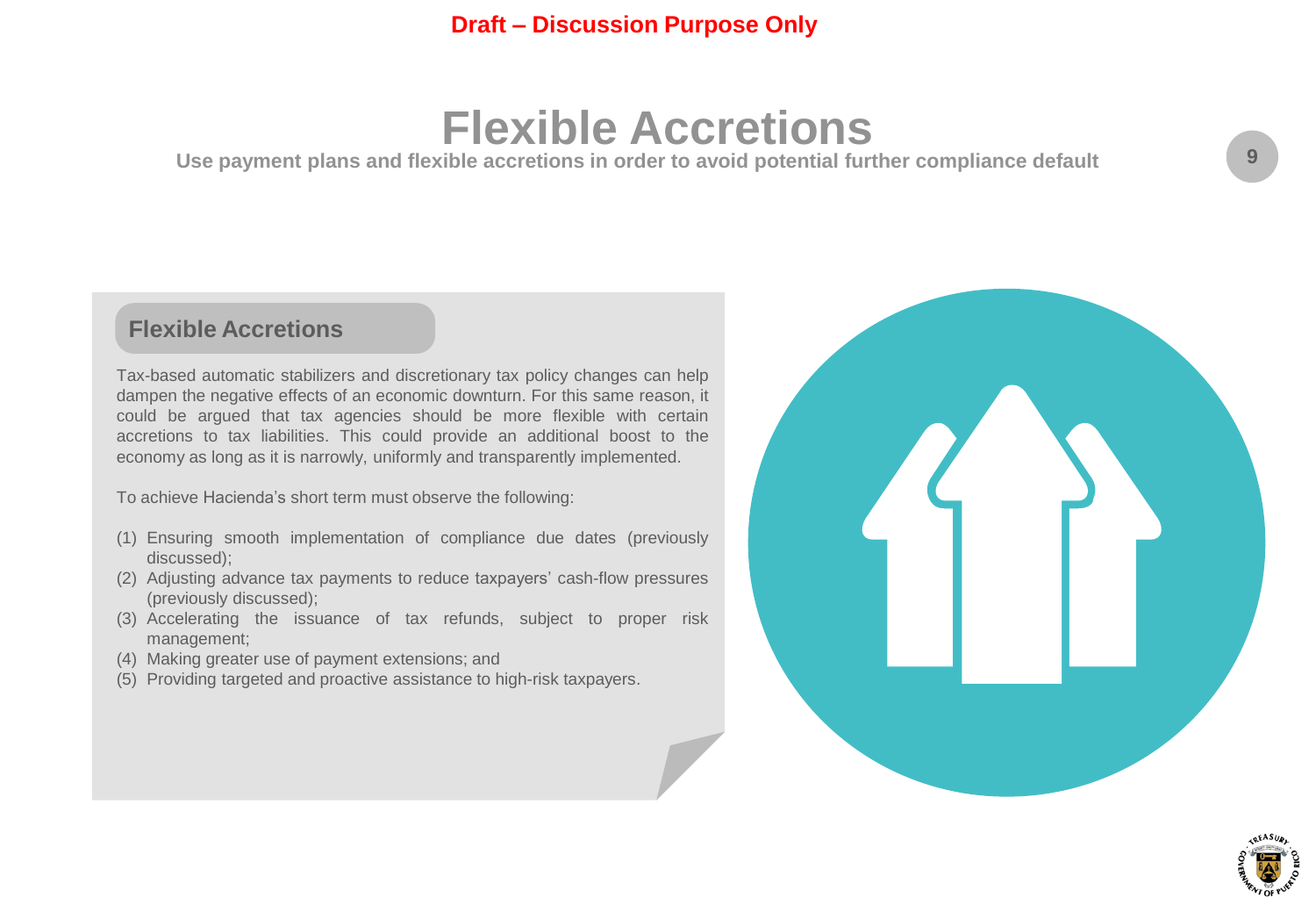Draft – Discussion Purpose Only

# Flexible Accretions

**Use payment plans and flexible accretions in order to avoid potential further compliance default**

## Flexible Accretions

Tax-based automatic stabilizers and discretionary tax policy changes can help dampen the negative effects of an economic downturn. For this same reason, it could be argued that tax agencies should be more flexible with certain accretions to tax liabilities. This could provide an additional boost to the economy as long as it is narrowly, uniformly and transparently implemented.

To achieve Hacienda's short term must observe the following:

(1) Ensuring smooth implementation of compliance due dates (previously discussed);
(2) Adjusting advance tax payments to reduce taxpayers' cash-flow pressures (previously discussed);
(3) Accelerating the issuance of tax refunds, subject to proper risk management;
(4) Making greater use of payment extensions; and
(5) Providing targeted and proactive assistance to high-risk taxpayers.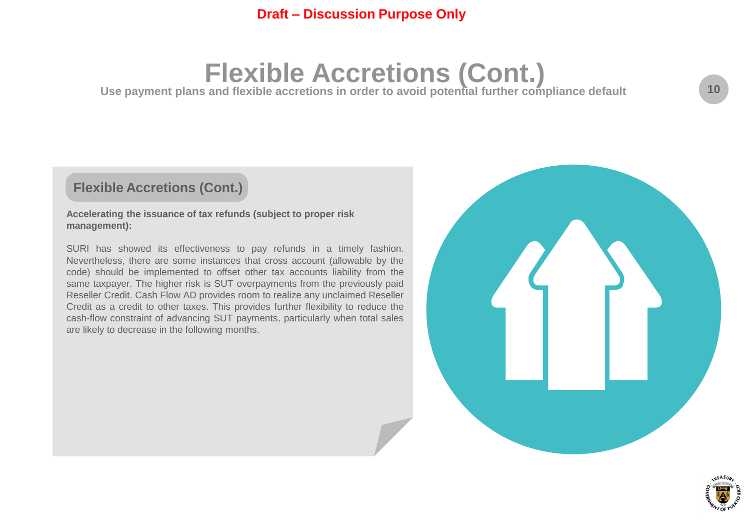**Draft – Discussion Purpose Only**

# Flexible Accretions (Cont.)

**Use payment plans and flexible accretions in order to avoid potential further compliance default**

## Flexible Accretions (Cont.)

**Accelerating the issuance of tax refunds (subject to proper risk management):**

SURI has showed its effectiveness to pay refunds in a timely fashion. Nevertheless, there are some instances that cross account (allowable by the code) should be implemented to offset other tax accounts liability from the same taxpayer. The higher risk is SUT overpayments from the previously paid Reseller Credit. Cash Flow AD provides room to realize any unclaimed Reseller Credit as a credit to other taxes. This provides further flexibility to reduce the cash-flow constraint of advancing SUT payments, particularly when total sales are likely to decrease in the following months.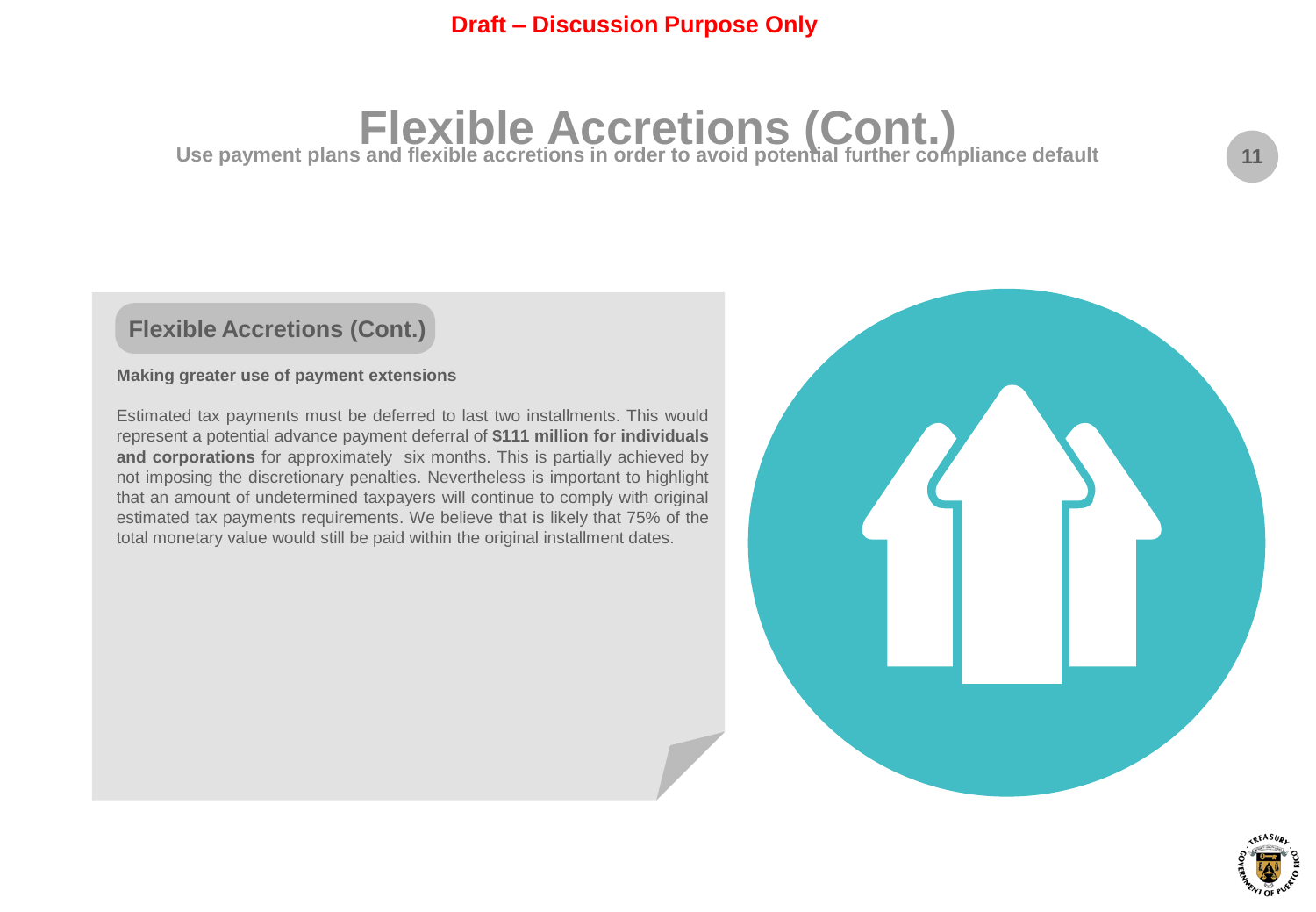Draft – Discussion Purpose Only

# Flexible Accretions (Cont.)

**Use payment plans and flexible accretions in order to avoid potential further compliance default**

## Flexible Accretions (Cont.)

**Making greater use of payment extensions**

Estimated tax payments must be deferred to last two installments. This would represent a potential advance payment deferral of **$111 million for individuals and corporations** for approximately six months. This is partially achieved by not imposing the discretionary penalties. Nevertheless is important to highlight that an amount of undetermined taxpayers will continue to comply with original estimated tax payments requirements. We believe that is likely that 75% of the total monetary value would still be paid within the original installment dates.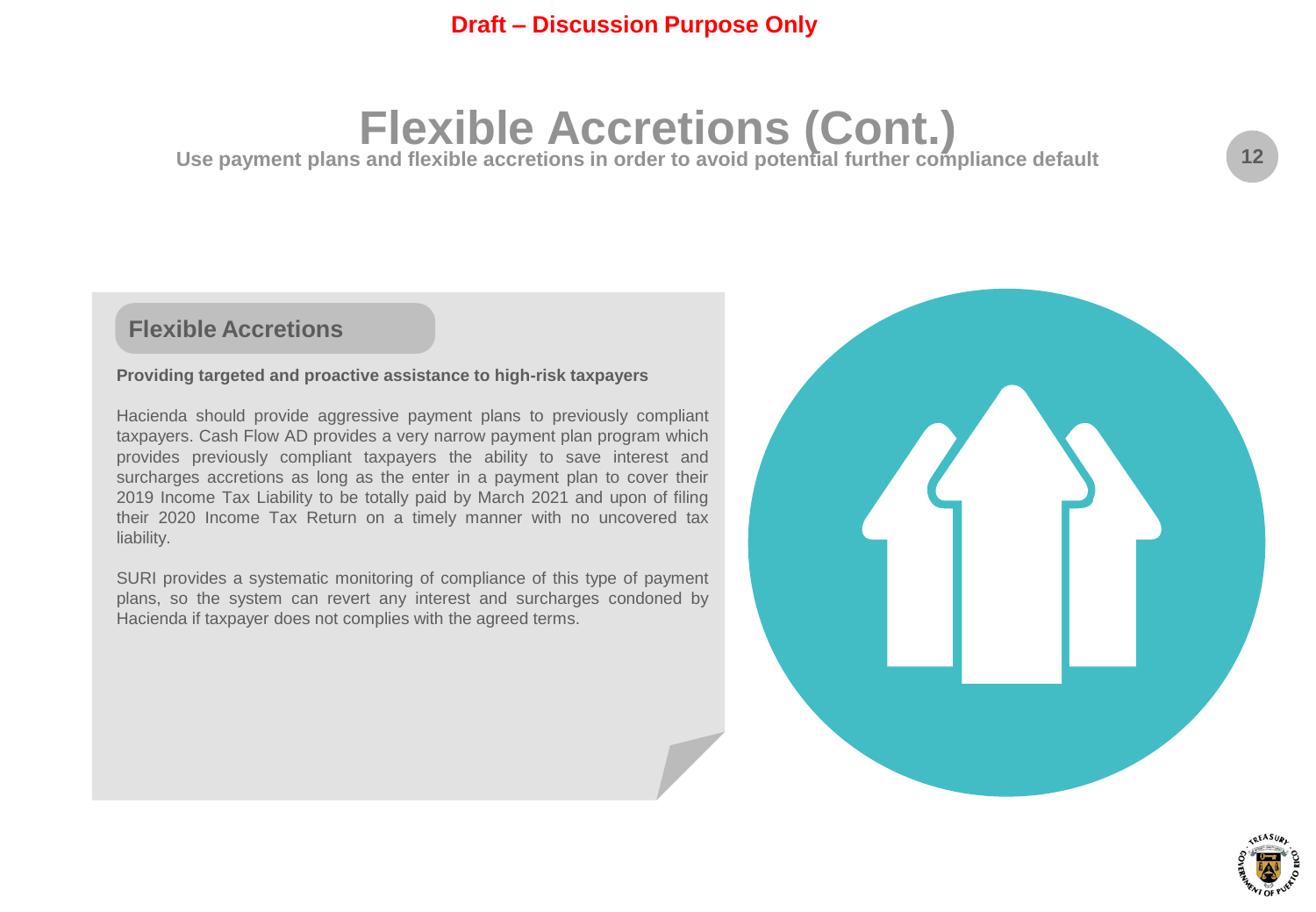Draft – Discussion Purpose Only

# Flexible Accretions (Cont.)

**Use payment plans and flexible accretions in order to avoid potential further compliance default**

## Flexible Accretions

**Providing targeted and proactive assistance to high-risk taxpayers**

Hacienda should provide aggressive payment plans to previously compliant taxpayers. Cash Flow AD provides a very narrow payment plan program which provides previously compliant taxpayers the ability to save interest and surcharges accretions as long as the enter in a payment plan to cover their 2019 Income Tax Liability to be totally paid by March 2021 and upon of filing their 2020 Income Tax Return on a timely manner with no uncovered tax liability.

SURI provides a systematic monitoring of compliance of this type of payment plans, so the system can revert any interest and surcharges condoned by Hacienda if taxpayer does not complies with the agreed terms.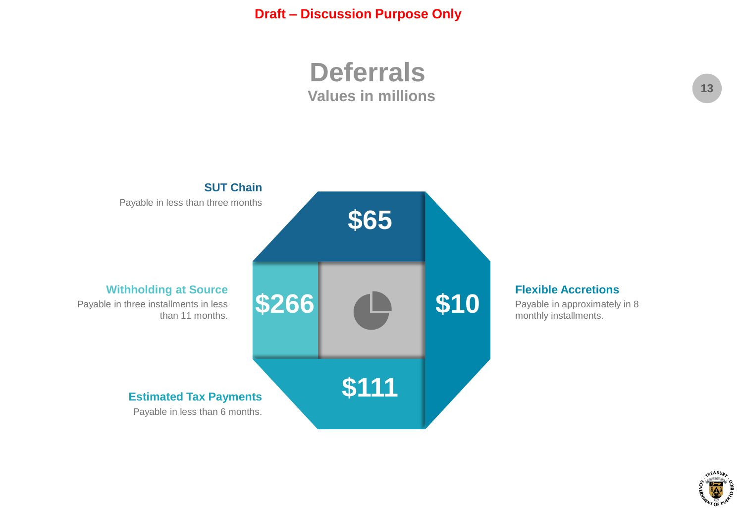**Draft – Discussion Purpose Only**

# Deferrals

## Values in millions

**SUT Chain**
Payable in less than three months

**$65**

**Withholding at Source**
Payable in three installments in less than 11 months.

**$266**

**Flexible Accretions**
Payable in approximately in 8 monthly installments.

**$10**

**Estimated Tax Payments**
Payable in less than 6 months.

**$111**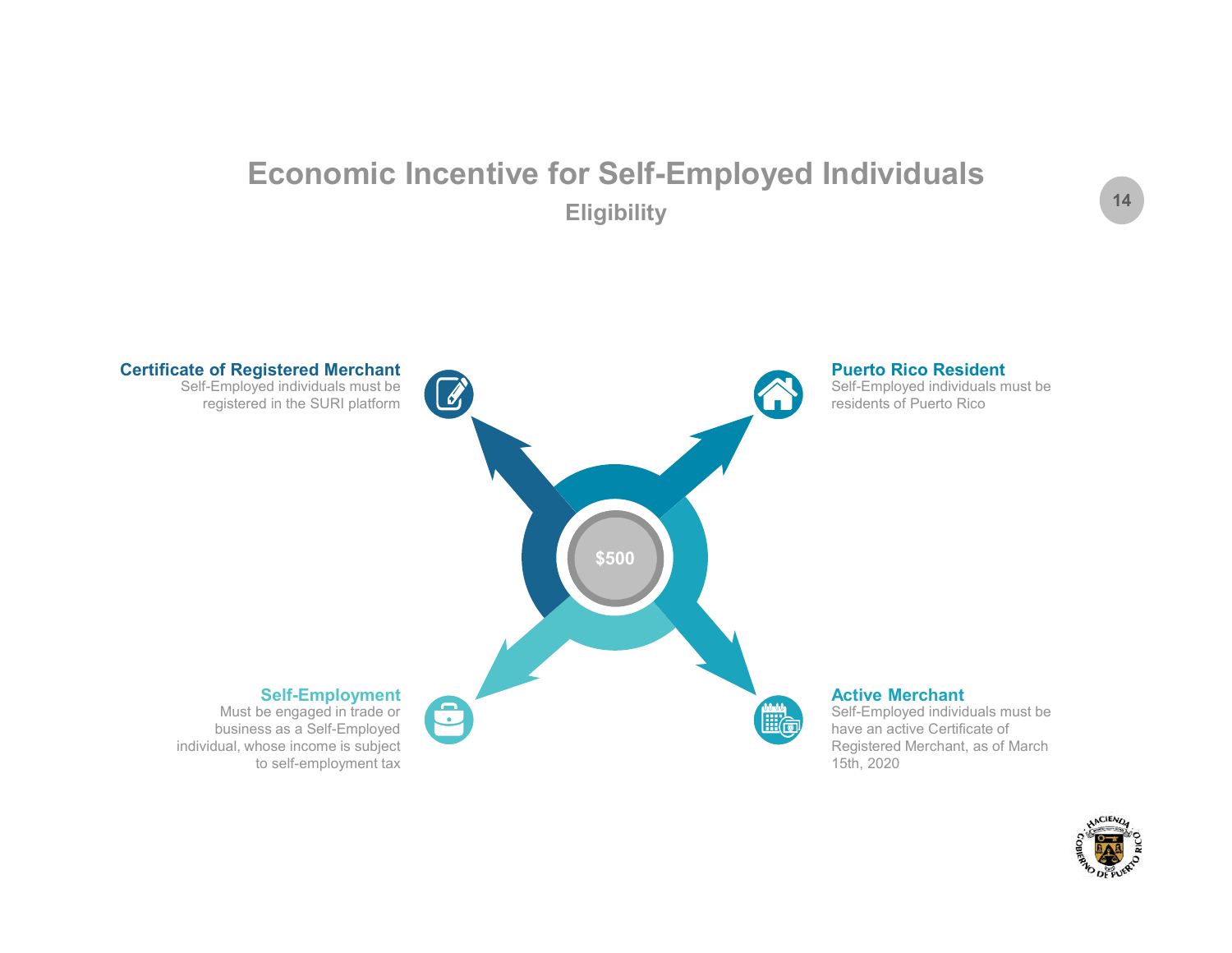# Economic Incentive for Self-Employed Individuals

## Eligibility

**$500**

### Certificate of Registered Merchant

Self-Employed individuals must be registered in the SURI platform

### Puerto Rico Resident

Self-Employed individuals must be residents of Puerto Rico

### Self-Employment

Must be engaged in trade or business as a Self-Employed individual, whose income is subject to self-employment tax

### Active Merchant

Self-Employed individuals must be have an active Certificate of Registered Merchant, as of March 15th, 2020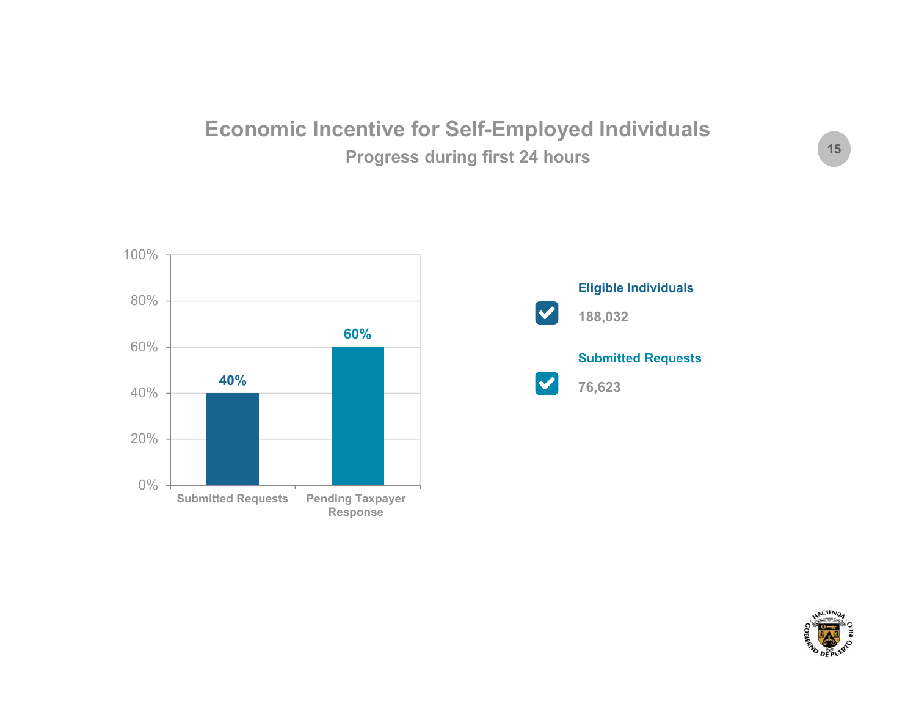# Economic Incentive for Self-Employed Individuals

## Progress during first 24 hours

| Category | Percentage |
| --- | --- |
| Submitted Requests | 40% |
| Pending Taxpayer Response | 60% |

**Eligible Individuals**

188,032

**Submitted Requests**

76,623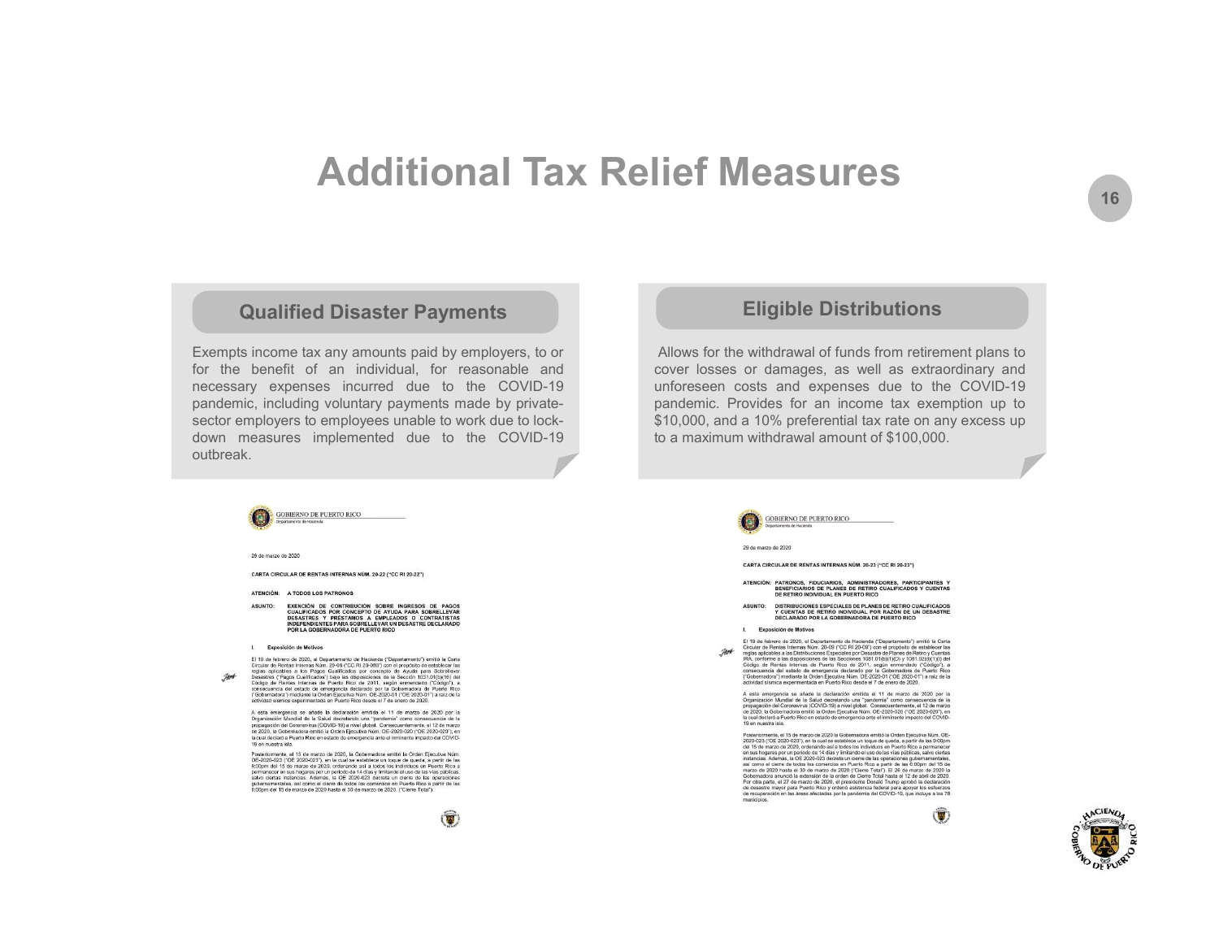# Additional Tax Relief Measures

## Qualified Disaster Payments

Exempts income tax any amounts paid by employers, to or for the benefit of an individual, for reasonable and necessary expenses incurred due to the COVID-19 pandemic, including voluntary payments made by private-sector employers to employees unable to work due to lock-down measures implemented due to the COVID-19 outbreak.

## Eligible Distributions

Allows for the withdrawal of funds from retirement plans to cover losses or damages, as well as extraordinary and unforeseen costs and expenses due to the COVID-19 pandemic. Provides for an income tax exemption up to $10,000, and a 10% preferential tax rate on any excess up to a maximum withdrawal amount of $100,000.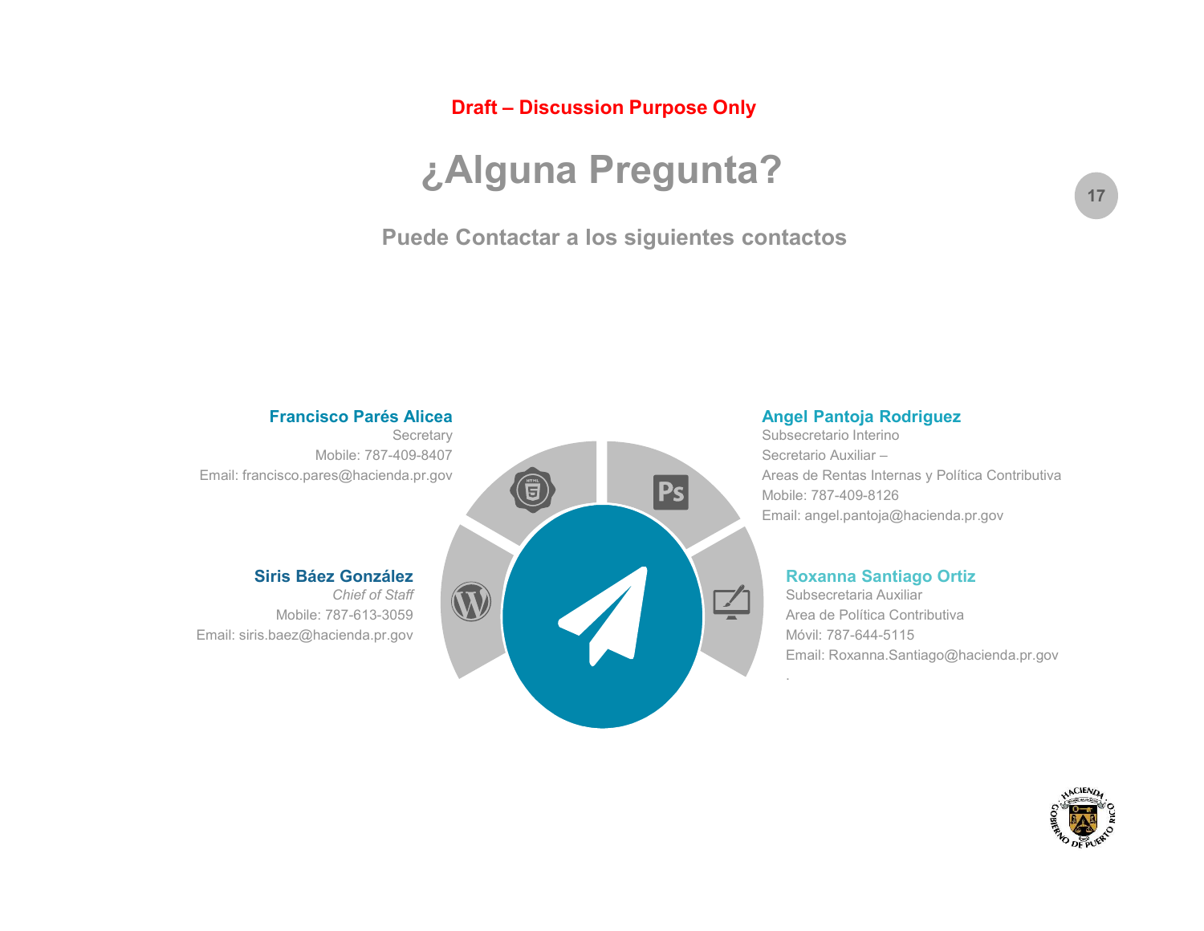**Draft – Discussion Purpose Only**

# ¿Alguna Pregunta?

## Puede Contactar a los siguientes contactos

**Francisco Parés Alicea**
Secretary
Mobile: 787-409-8407
Email: francisco.pares@hacienda.pr.gov

**Angel Pantoja Rodriguez**
Subsecretario Interino
Secretario Auxiliar –
Areas de Rentas Internas y Política Contributiva
Mobile: 787-409-8126
Email: angel.pantoja@hacienda.pr.gov

**Siris Báez González**
*Chief of Staff*
Mobile: 787-613-3059
Email: siris.baez@hacienda.pr.gov

**Roxanna Santiago Ortiz**
Subsecretaria Auxiliar
Area de Política Contributiva
Móvil: 787-644-5115
Email: Roxanna.Santiago@hacienda.pr.gov
.